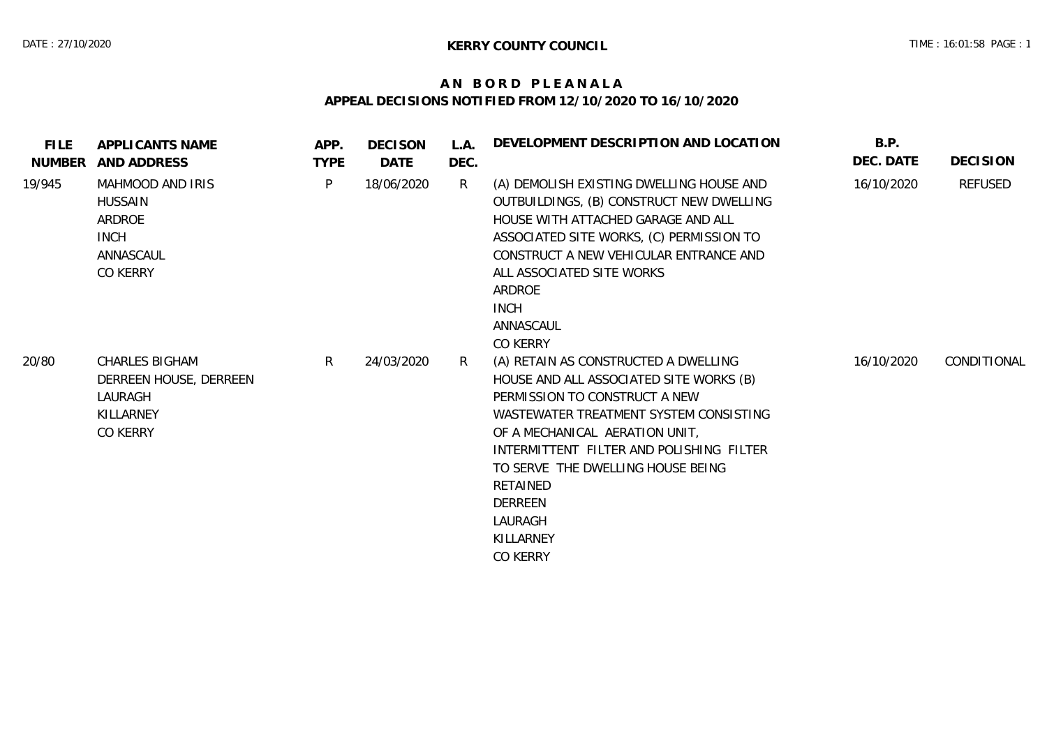**KERRY COUNTY COUNCIL**

# A N  B O R D  P L E A N A L A

## APPEAL DECISIONS NOTIFIED FROM 12/10/2020 TO 16/10/2020

| FILE NUMBER | APPLICANTS NAME AND ADDRESS | APP. TYPE | DECISON DATE | L.A. DEC. | DEVELOPMENT DESCRIPTION AND LOCATION | B.P. DEC. DATE | DECISION |
|---|---|---|---|---|---|---|---|
| 19/945 | MAHMOOD AND IRIS HUSSAIN ARDROE INCH ANNASCAUL CO KERRY | P | 18/06/2020 | R | (A) DEMOLISH EXISTING DWELLING HOUSE AND OUTBUILDINGS, (B) CONSTRUCT NEW DWELLING HOUSE WITH ATTACHED GARAGE AND ALL ASSOCIATED SITE WORKS, (C) PERMISSION TO CONSTRUCT A NEW VEHICULAR ENTRANCE AND ALL ASSOCIATED SITE WORKS ARDROE INCH ANNASCAUL CO KERRY | 16/10/2020 | REFUSED |
| 20/80 | CHARLES BIGHAM DERREEN HOUSE, DERREEN LAURAGH KILLARNEY CO KERRY | R | 24/03/2020 | R | (A) RETAIN AS CONSTRUCTED A DWELLING HOUSE AND ALL ASSOCIATED SITE WORKS (B) PERMISSION TO CONSTRUCT A NEW WASTEWATER TREATMENT SYSTEM CONSISTING OF A MECHANICAL AERATION UNIT, INTERMITTENT FILTER AND POLISHING FILTER TO SERVE THE DWELLING HOUSE BEING RETAINED DERREEN LAURAGH KILLARNEY CO KERRY | 16/10/2020 | CONDITIONAL |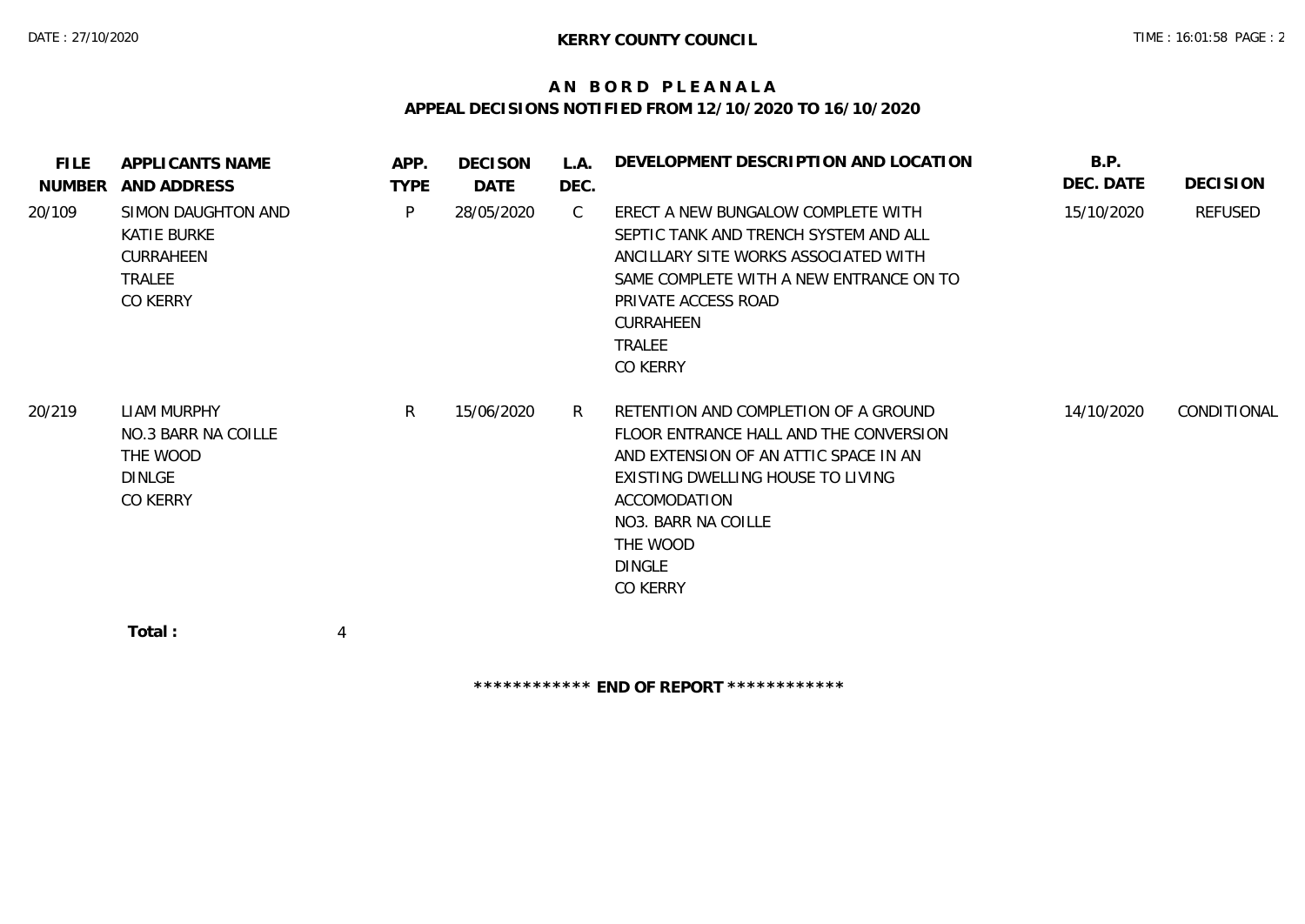**KERRY COUNTY COUNCIL**

## AN BORD PLEANALA

### APPEAL DECISIONS NOTIFIED FROM 12/10/2020 TO 16/10/2020

| FILE NUMBER | APPLICANTS NAME AND ADDRESS | APP. TYPE | DECISON DATE | L.A. DEC. | DEVELOPMENT DESCRIPTION AND LOCATION | B.P. DEC. DATE | DECISION |
|---|---|---|---|---|---|---|---|
| 20/109 | SIMON DAUGHTON AND KATIE BURKE CURRAHEEN TRALEE CO KERRY | P | 28/05/2020 | C | ERECT A NEW BUNGALOW COMPLETE WITH SEPTIC TANK AND TRENCH SYSTEM AND ALL ANCILLARY SITE WORKS ASSOCIATED WITH SAME COMPLETE WITH A NEW ENTRANCE ON TO PRIVATE ACCESS ROAD CURRAHEEN TRALEE CO KERRY | 15/10/2020 | REFUSED |
| 20/219 | LIAM MURPHY NO.3 BARR NA COILLE THE WOOD DINLGE CO KERRY | R | 15/06/2020 | R | RETENTION AND COMPLETION OF A GROUND FLOOR ENTRANCE HALL AND THE CONVERSION AND EXTENSION OF AN ATTIC SPACE IN AN EXISTING DWELLING HOUSE TO LIVING ACCOMODATION NO3. BARR NA COILLE THE WOOD DINGLE CO KERRY | 14/10/2020 | CONDITIONAL |

**Total :** 4

************ **END OF REPORT** ************